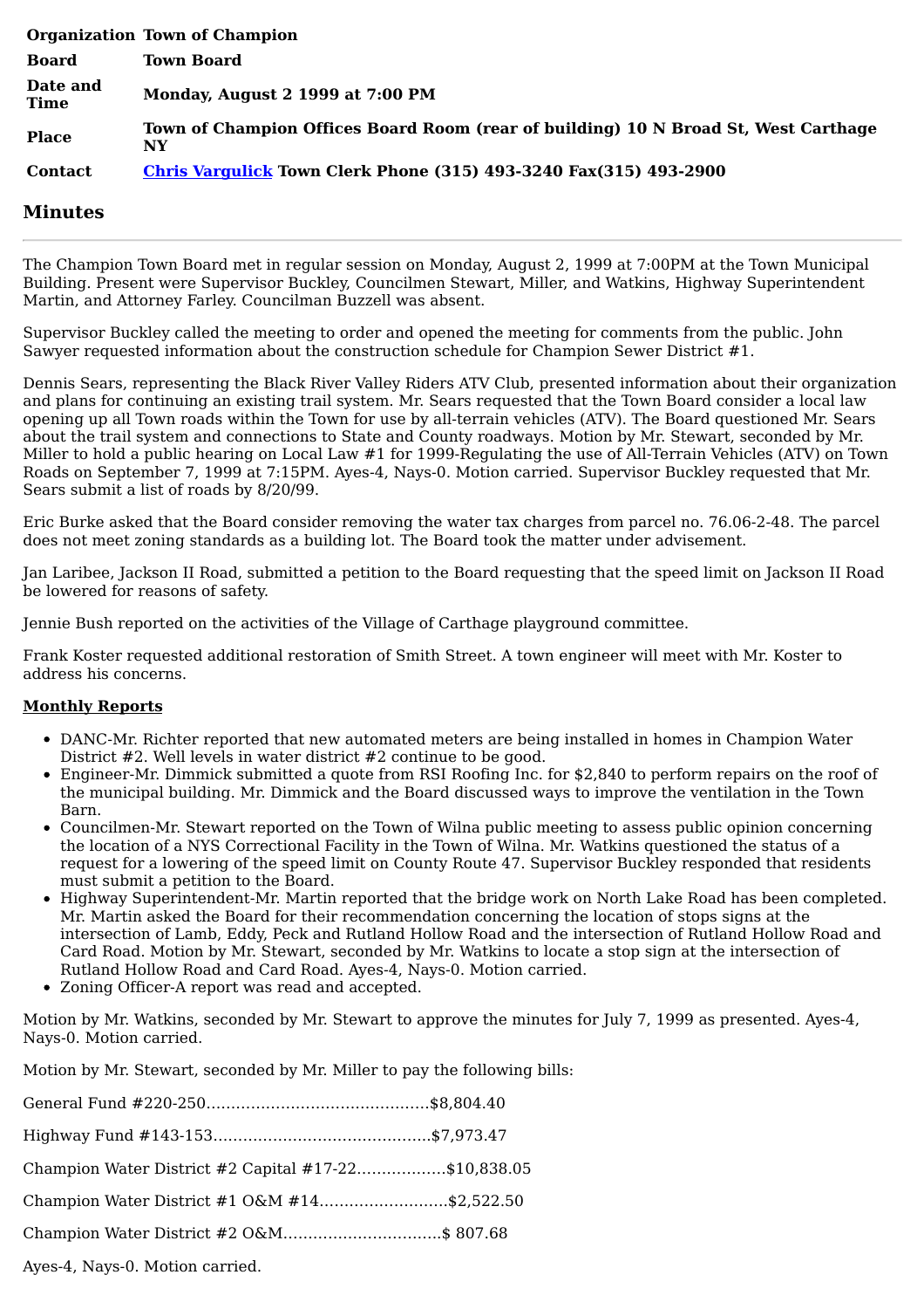| | |
|---|---|
| **Organization** | **Town of Champion** |
| **Board** | **Town Board** |
| **Date and Time** | **Monday, August 2 1999 at 7:00 PM** |
| **Place** | **Town of Champion Offices Board Room (rear of building) 10 N Broad St, West Carthage NY** |
| **Contact** | **Chris Vargulick Town Clerk Phone (315) 493-3240 Fax(315) 493-2900** |

## Minutes

---

The Champion Town Board met in regular session on Monday, August 2, 1999 at 7:00PM at the Town Municipal Building. Present were Supervisor Buckley, Councilmen Stewart, Miller, and Watkins, Highway Superintendent Martin, and Attorney Farley. Councilman Buzzell was absent.

Supervisor Buckley called the meeting to order and opened the meeting for comments from the public. John Sawyer requested information about the construction schedule for Champion Sewer District #1.

Dennis Sears, representing the Black River Valley Riders ATV Club, presented information about their organization and plans for continuing an existing trail system. Mr. Sears requested that the Town Board consider a local law opening up all Town roads within the Town for use by all-terrain vehicles (ATV). The Board questioned Mr. Sears about the trail system and connections to State and County roadways. Motion by Mr. Stewart, seconded by Mr. Miller to hold a public hearing on Local Law #1 for 1999-Regulating the use of All-Terrain Vehicles (ATV) on Town Roads on September 7, 1999 at 7:15PM. Ayes-4, Nays-0. Motion carried. Supervisor Buckley requested that Mr. Sears submit a list of roads by 8/20/99.

Eric Burke asked that the Board consider removing the water tax charges from parcel no. 76.06-2-48. The parcel does not meet zoning standards as a building lot. The Board took the matter under advisement.

Jan Laribee, Jackson II Road, submitted a petition to the Board requesting that the speed limit on Jackson II Road be lowered for reasons of safety.

Jennie Bush reported on the activities of the Village of Carthage playground committee.

Frank Koster requested additional restoration of Smith Street. A town engineer will meet with Mr. Koster to address his concerns.

**Monthly Reports**

- DANC-Mr. Richter reported that new automated meters are being installed in homes in Champion Water District #2. Well levels in water district #2 continue to be good.
- Engineer-Mr. Dimmick submitted a quote from RSI Roofing Inc. for $2,840 to perform repairs on the roof of the municipal building. Mr. Dimmick and the Board discussed ways to improve the ventilation in the Town Barn.
- Councilmen-Mr. Stewart reported on the Town of Wilna public meeting to assess public opinion concerning the location of a NYS Correctional Facility in the Town of Wilna. Mr. Watkins questioned the status of a request for a lowering of the speed limit on County Route 47. Supervisor Buckley responded that residents must submit a petition to the Board.
- Highway Superintendent-Mr. Martin reported that the bridge work on North Lake Road has been completed. Mr. Martin asked the Board for their recommendation concerning the location of stops signs at the intersection of Lamb, Eddy, Peck and Rutland Hollow Road and the intersection of Rutland Hollow Road and Card Road. Motion by Mr. Stewart, seconded by Mr. Watkins to locate a stop sign at the intersection of Rutland Hollow Road and Card Road. Ayes-4, Nays-0. Motion carried.
- Zoning Officer-A report was read and accepted.

Motion by Mr. Watkins, seconded by Mr. Stewart to approve the minutes for July 7, 1999 as presented. Ayes-4, Nays-0. Motion carried.

Motion by Mr. Stewart, seconded by Mr. Miller to pay the following bills:

General Fund #220-250...........................................$8,804.40

Highway Fund #143-153..........................................$7,973.47

Champion Water District #2 Capital #17-22.................$10,838.05

Champion Water District #1 O&M #14.........................$2,522.50

Champion Water District #2 O&M...............................$ 807.68

Ayes-4, Nays-0. Motion carried.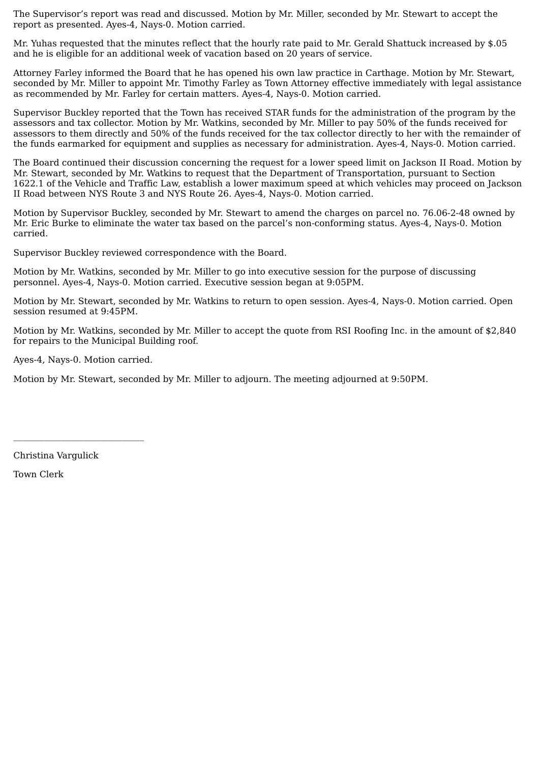The Supervisor's report was read and discussed. Motion by Mr. Miller, seconded by Mr. Stewart to accept the report as presented. Ayes-4, Nays-0. Motion carried.

Mr. Yuhas requested that the minutes reflect that the hourly rate paid to Mr. Gerald Shattuck increased by $.05 and he is eligible for an additional week of vacation based on 20 years of service.

Attorney Farley informed the Board that he has opened his own law practice in Carthage. Motion by Mr. Stewart, seconded by Mr. Miller to appoint Mr. Timothy Farley as Town Attorney effective immediately with legal assistance as recommended by Mr. Farley for certain matters. Ayes-4, Nays-0. Motion carried.

Supervisor Buckley reported that the Town has received STAR funds for the administration of the program by the assessors and tax collector. Motion by Mr. Watkins, seconded by Mr. Miller to pay 50% of the funds received for assessors to them directly and 50% of the funds received for the tax collector directly to her with the remainder of the funds earmarked for equipment and supplies as necessary for administration. Ayes-4, Nays-0. Motion carried.

The Board continued their discussion concerning the request for a lower speed limit on Jackson II Road. Motion by Mr. Stewart, seconded by Mr. Watkins to request that the Department of Transportation, pursuant to Section 1622.1 of the Vehicle and Traffic Law, establish a lower maximum speed at which vehicles may proceed on Jackson II Road between NYS Route 3 and NYS Route 26. Ayes-4, Nays-0. Motion carried.

Motion by Supervisor Buckley, seconded by Mr. Stewart to amend the charges on parcel no. 76.06-2-48 owned by Mr. Eric Burke to eliminate the water tax based on the parcel's non-conforming status. Ayes-4, Nays-0. Motion carried.

Supervisor Buckley reviewed correspondence with the Board.

Motion by Mr. Watkins, seconded by Mr. Miller to go into executive session for the purpose of discussing personnel. Ayes-4, Nays-0. Motion carried. Executive session began at 9:05PM.

Motion by Mr. Stewart, seconded by Mr. Watkins to return to open session. Ayes-4, Nays-0. Motion carried. Open session resumed at 9:45PM.

Motion by Mr. Watkins, seconded by Mr. Miller to accept the quote from RSI Roofing Inc. in the amount of $2,840 for repairs to the Municipal Building roof.

Ayes-4, Nays-0. Motion carried.

Motion by Mr. Stewart, seconded by Mr. Miller to adjourn. The meeting adjourned at 9:50PM.

\_\_\_\_\_\_\_\_\_\_\_\_\_\_\_\_\_\_\_\_\_\_\_\_\_\_\_\_\_\_

Christina Vargulick

Town Clerk